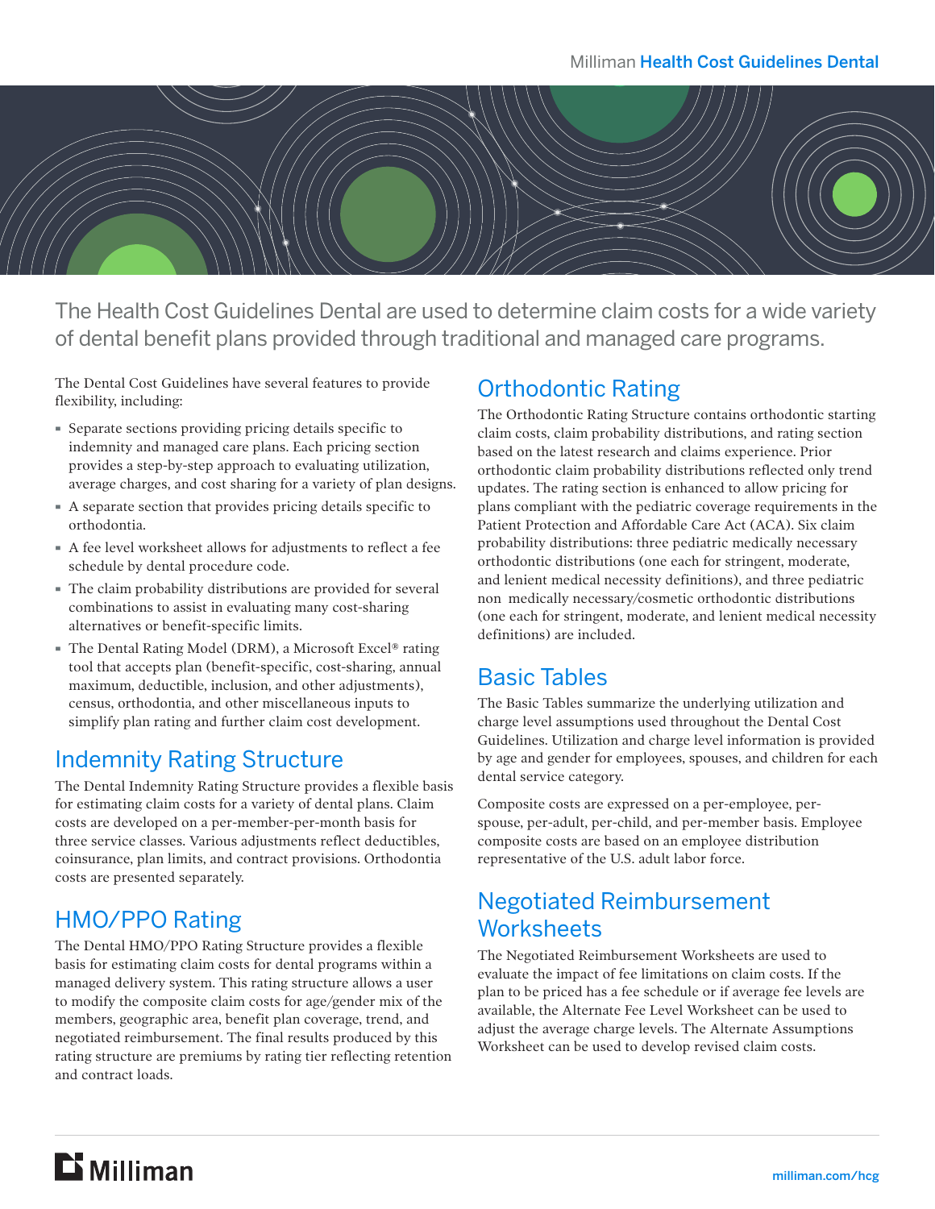The Health Cost Guidelines Dental are used to determine claim costs for a wide variety of dental benefit plans provided through traditional and managed care programs.

The Dental Cost Guidelines have several features to provide flexibility, including:

- Separate sections providing pricing details specific to indemnity and managed care plans. Each pricing section provides a step-by-step approach to evaluating utilization, average charges, and cost sharing for a variety of plan designs.
- A separate section that provides pricing details specific to orthodontia.
- A fee level worksheet allows for adjustments to reflect a fee schedule by dental procedure code.
- The claim probability distributions are provided for several combinations to assist in evaluating many cost-sharing alternatives or benefit-specific limits.
- The Dental Rating Model (DRM), a Microsoft Excel® rating tool that accepts plan (benefit-specific, cost-sharing, annual maximum, deductible, inclusion, and other adjustments), census, orthodontia, and other miscellaneous inputs to simplify plan rating and further claim cost development.

## Indemnity Rating Structure

The Dental Indemnity Rating Structure provides a flexible basis for estimating claim costs for a variety of dental plans. Claim costs are developed on a per-member-per-month basis for three service classes. Various adjustments reflect deductibles, coinsurance, plan limits, and contract provisions. Orthodontia costs are presented separately.

## HMO/PPO Rating

The Dental HMO/PPO Rating Structure provides a flexible basis for estimating claim costs for dental programs within a managed delivery system. This rating structure allows a user to modify the composite claim costs for age/gender mix of the members, geographic area, benefit plan coverage, trend, and negotiated reimbursement. The final results produced by this rating structure are premiums by rating tier reflecting retention and contract loads.

## Orthodontic Rating

The Orthodontic Rating Structure contains orthodontic starting claim costs, claim probability distributions, and rating section based on the latest research and claims experience. Prior orthodontic claim probability distributions reflected only trend updates. The rating section is enhanced to allow pricing for plans compliant with the pediatric coverage requirements in the Patient Protection and Affordable Care Act (ACA). Six claim probability distributions: three pediatric medically necessary orthodontic distributions (one each for stringent, moderate, and lenient medical necessity definitions), and three pediatric non medically necessary/cosmetic orthodontic distributions (one each for stringent, moderate, and lenient medical necessity definitions) are included.

## Basic Tables

The Basic Tables summarize the underlying utilization and charge level assumptions used throughout the Dental Cost Guidelines. Utilization and charge level information is provided by age and gender for employees, spouses, and children for each dental service category.

Composite costs are expressed on a per-employee, per-spouse, per-adult, per-child, and per-member basis. Employee composite costs are based on an employee distribution representative of the U.S. adult labor force.

## Negotiated Reimbursement Worksheets

The Negotiated Reimbursement Worksheets are used to evaluate the impact of fee limitations on claim costs. If the plan to be priced has a fee schedule or if average fee levels are available, the Alternate Fee Level Worksheet can be used to adjust the average charge levels. The Alternate Assumptions Worksheet can be used to develop revised claim costs.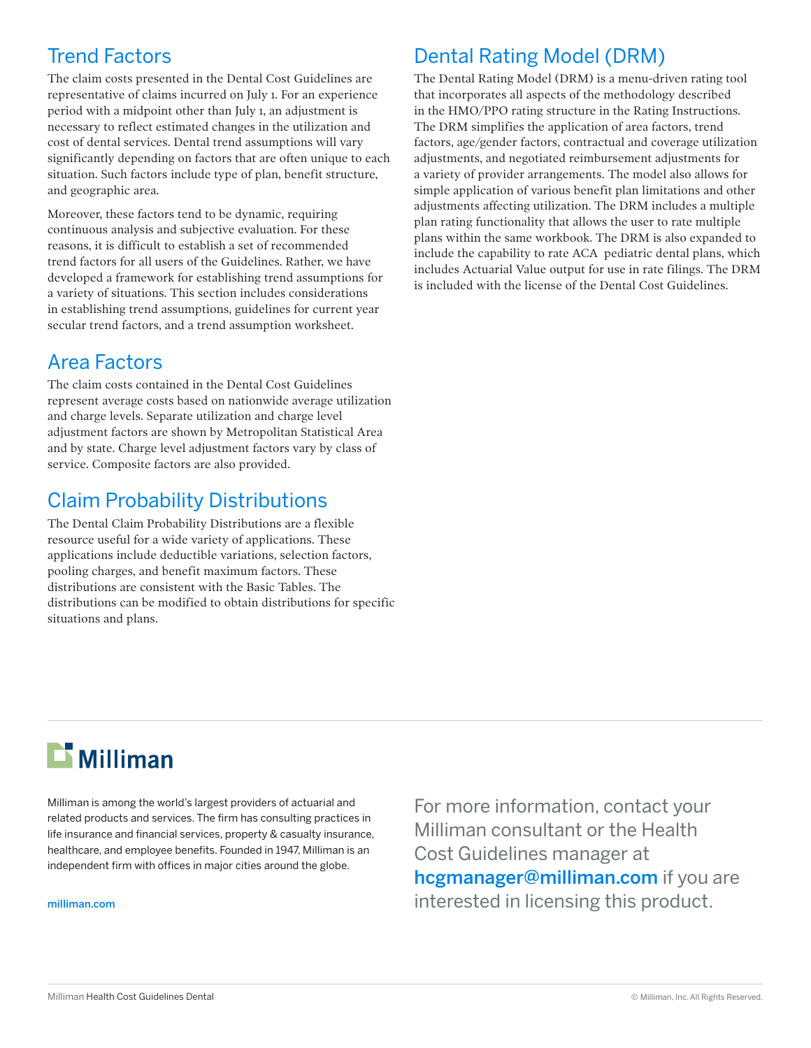## Trend Factors

The claim costs presented in the Dental Cost Guidelines are representative of claims incurred on July 1. For an experience period with a midpoint other than July 1, an adjustment is necessary to reflect estimated changes in the utilization and cost of dental services. Dental trend assumptions will vary significantly depending on factors that are often unique to each situation. Such factors include type of plan, benefit structure, and geographic area.

Moreover, these factors tend to be dynamic, requiring continuous analysis and subjective evaluation. For these reasons, it is difficult to establish a set of recommended trend factors for all users of the Guidelines. Rather, we have developed a framework for establishing trend assumptions for a variety of situations. This section includes considerations in establishing trend assumptions, guidelines for current year secular trend factors, and a trend assumption worksheet.

## Area Factors

The claim costs contained in the Dental Cost Guidelines represent average costs based on nationwide average utilization and charge levels. Separate utilization and charge level adjustment factors are shown by Metropolitan Statistical Area and by state. Charge level adjustment factors vary by class of service. Composite factors are also provided.

## Claim Probability Distributions

The Dental Claim Probability Distributions are a flexible resource useful for a wide variety of applications. These applications include deductible variations, selection factors, pooling charges, and benefit maximum factors. These distributions are consistent with the Basic Tables. The distributions can be modified to obtain distributions for specific situations and plans.

## Dental Rating Model (DRM)

The Dental Rating Model (DRM) is a menu-driven rating tool that incorporates all aspects of the methodology described in the HMO/PPO rating structure in the Rating Instructions. The DRM simplifies the application of area factors, trend factors, age/gender factors, contractual and coverage utilization adjustments, and negotiated reimbursement adjustments for a variety of provider arrangements. The model also allows for simple application of various benefit plan limitations and other adjustments affecting utilization. The DRM includes a multiple plan rating functionality that allows the user to rate multiple plans within the same workbook. The DRM is also expanded to include the capability to rate ACA pediatric dental plans, which includes Actuarial Value output for use in rate filings. The DRM is included with the license of the Dental Cost Guidelines.

Milliman

Milliman is among the world's largest providers of actuarial and related products and services. The firm has consulting practices in life insurance and financial services, property & casualty insurance, healthcare, and employee benefits. Founded in 1947, Milliman is an independent firm with offices in major cities around the globe.

milliman.com

For more information, contact your Milliman consultant or the Health Cost Guidelines manager at **hcgmanager@milliman.com** if you are interested in licensing this product.

Milliman Health Cost Guidelines Dental

© Milliman, Inc. All Rights Reserved.